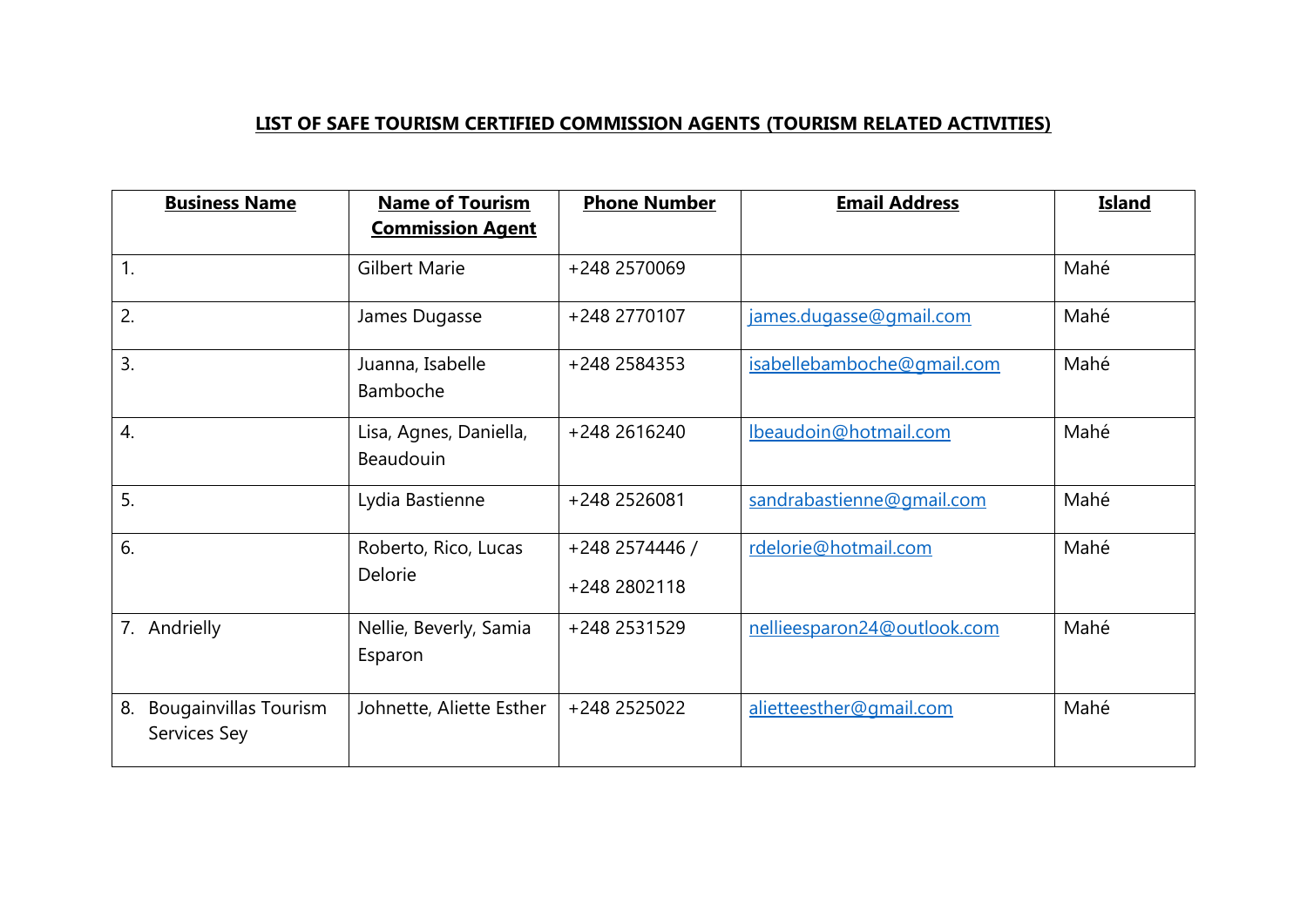## LIST OF SAFE TOURISM CERTIFIED COMMISSION AGENTS (TOURISM RELATED ACTIVITIES)

| Business Name | Name of Tourism Commission Agent | Phone Number | Email Address | Island |
|---|---|---|---|---|
| 1. | Gilbert Marie | +248 2570069 | | Mahé |
| 2. | James Dugasse | +248 2770107 | james.dugasse@gmail.com | Mahé |
| 3. | Juanna, Isabelle Bamboche | +248 2584353 | isabellebamboche@gmail.com | Mahé |
| 4. | Lisa, Agnes, Daniella, Beaudouin | +248 2616240 | lbeaudoin@hotmail.com | Mahé |
| 5. | Lydia Bastienne | +248 2526081 | sandrabastienne@gmail.com | Mahé |
| 6. | Roberto, Rico, Lucas Delorie | +248 2574446 / +248 2802118 | rdelorie@hotmail.com | Mahé |
| 7. Andrielly | Nellie, Beverly, Samia Esparon | +248 2531529 | nellieesparon24@outlook.com | Mahé |
| 8. Bougainvillas Tourism Services Sey | Johnette, Aliette Esther | +248 2525022 | alietteesther@gmail.com | Mahé |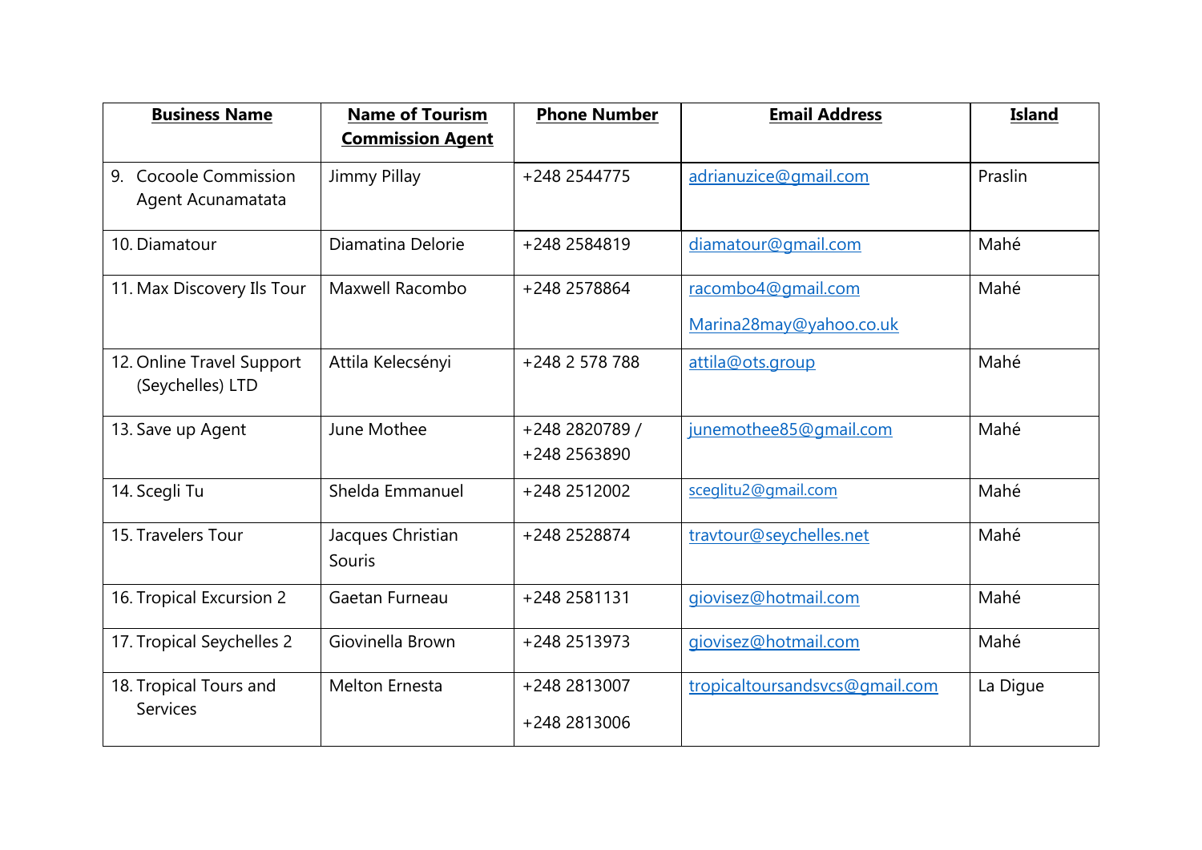| Business Name | Name of Tourism Commission Agent | Phone Number | Email Address | Island |
|---|---|---|---|---|
| 9. Cocoole Commission Agent Acunamatata | Jimmy Pillay | +248 2544775 | adrianuzice@gmail.com | Praslin |
| 10. Diamatour | Diamatina Delorie | +248 2584819 | diamatour@gmail.com | Mahé |
| 11. Max Discovery Ils Tour | Maxwell Racombo | +248 2578864 | racombo4@gmail.com Marina28may@yahoo.co.uk | Mahé |
| 12. Online Travel Support (Seychelles) LTD | Attila Kelecsényi | +248 2 578 788 | attila@ots.group | Mahé |
| 13. Save up Agent | June Mothee | +248 2820789 / +248 2563890 | junemothee85@gmail.com | Mahé |
| 14. Scegli Tu | Shelda Emmanuel | +248 2512002 | sceglitu2@gmail.com | Mahé |
| 15. Travelers Tour | Jacques Christian Souris | +248 2528874 | travtour@seychelles.net | Mahé |
| 16. Tropical Excursion 2 | Gaetan Furneau | +248 2581131 | giovisez@hotmail.com | Mahé |
| 17. Tropical Seychelles 2 | Giovinella Brown | +248 2513973 | giovisez@hotmail.com | Mahé |
| 18. Tropical Tours and Services | Melton Ernesta | +248 2813007 +248 2813006 | tropicaltoursandsvcs@gmail.com | La Digue |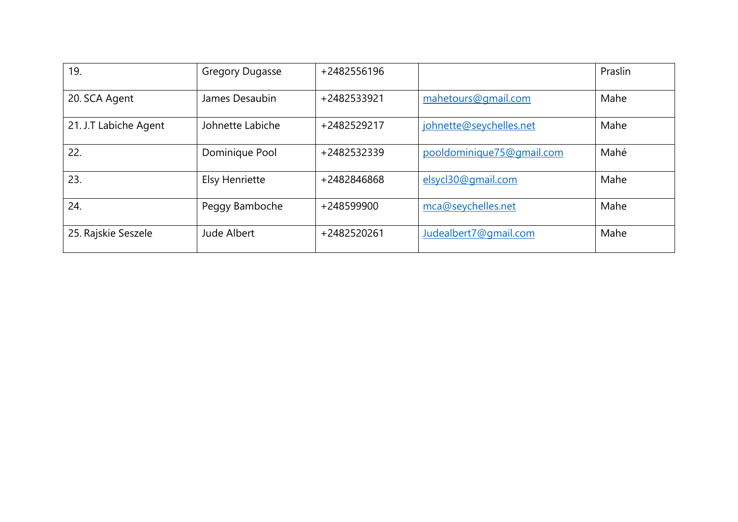| | | | | |
|---|---|---|---|---|
| 19. | Gregory Dugasse | +2482556196 | | Praslin |
| 20. SCA Agent | James Desaubin | +2482533921 | mahetours@gmail.com | Mahe |
| 21. J.T Labiche Agent | Johnette Labiche | +2482529217 | johnette@seychelles.net | Mahe |
| 22. | Dominique Pool | +2482532339 | pooldominique75@gmail.com | Mahé |
| 23. | Elsy Henriette | +2482846868 | elsycl30@gmail.com | Mahe |
| 24. | Peggy Bamboche | +248599900 | mca@seychelles.net | Mahe |
| 25. Rajskie Seszele | Jude Albert | +2482520261 | Judealbert7@gmail.com | Mahe |